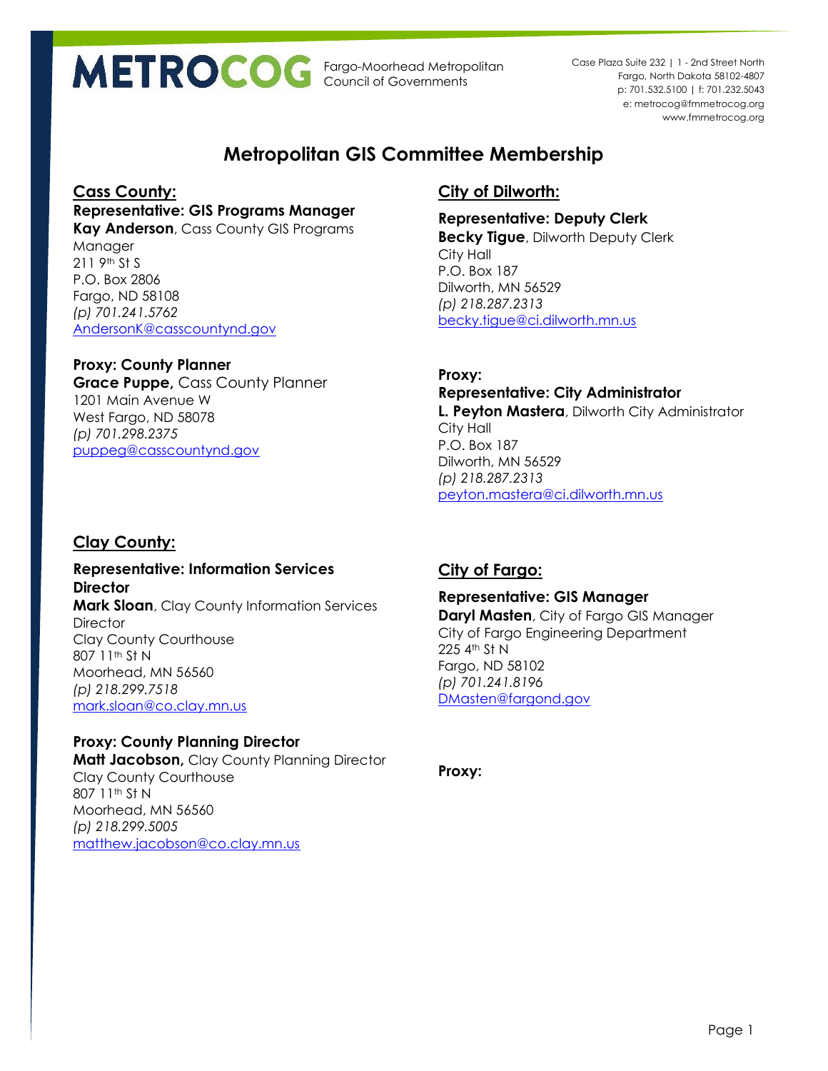METROCOG Fargo-Moorhead Metropolitan Council of Governments

Case Plaza Suite 232 | 1 - 2nd Street North
Fargo, North Dakota 58102-4807
p: 701.532.5100 | f: 701.232.5043
e: metrocog@fmmetrocog.org
www.fmmetrocog.org

# Metropolitan GIS Committee Membership

## Cass County:

**Representative: GIS Programs Manager**
**Kay Anderson**, Cass County GIS Programs Manager
211 9th St S
P.O. Box 2806
Fargo, ND 58108
*(p) 701.241.5762*
AndersonK@casscountynd.gov

**Proxy: County Planner**
**Grace Puppe,** Cass County Planner
1201 Main Avenue W
West Fargo, ND 58078
*(p) 701.298.2375*
puppeg@casscountynd.gov

## Clay County:

**Representative: Information Services Director**
**Mark Sloan**, Clay County Information Services Director
Clay County Courthouse
807 11th St N
Moorhead, MN 56560
*(p) 218.299.7518*
mark.sloan@co.clay.mn.us

**Proxy: County Planning Director**
**Matt Jacobson,** Clay County Planning Director
Clay County Courthouse
807 11th St N
Moorhead, MN 56560
*(p) 218.299.5005*
matthew.jacobson@co.clay.mn.us

## City of Dilworth:

**Representative: Deputy Clerk**
**Becky Tigue**, Dilworth Deputy Clerk
City Hall
P.O. Box 187
Dilworth, MN 56529
*(p) 218.287.2313*
becky.tigue@ci.dilworth.mn.us

**Proxy:**
**Representative: City Administrator**
**L. Peyton Mastera**, Dilworth City Administrator
City Hall
P.O. Box 187
Dilworth, MN 56529
*(p) 218.287.2313*
peyton.mastera@ci.dilworth.mn.us

## City of Fargo:

**Representative: GIS Manager**
**Daryl Masten**, City of Fargo GIS Manager
City of Fargo Engineering Department
225 4th St N
Fargo, ND 58102
*(p) 701.241.8196*
DMasten@fargond.gov

**Proxy:**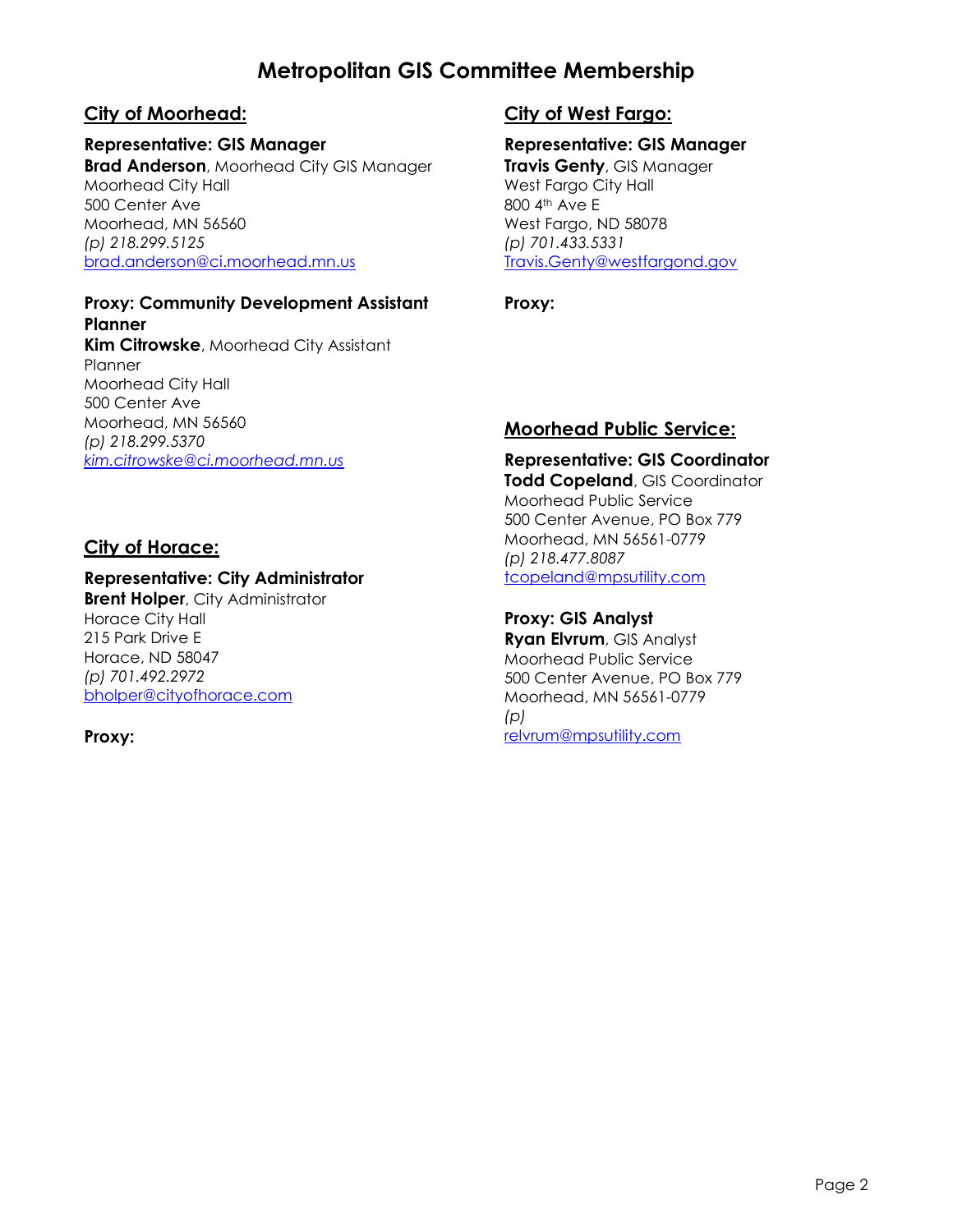# Metropolitan GIS Committee Membership

## City of Moorhead:

**Representative: GIS Manager**
**Brad Anderson**, Moorhead City GIS Manager
Moorhead City Hall
500 Center Ave
Moorhead, MN 56560
*(p) 218.299.5125*
brad.anderson@ci.moorhead.mn.us

**Proxy: Community Development Assistant Planner**
**Kim Citrowske**, Moorhead City Assistant Planner
Moorhead City Hall
500 Center Ave
Moorhead, MN 56560
*(p) 218.299.5370*
*kim.citrowske@ci.moorhead.mn.us*

## City of Horace:

**Representative: City Administrator**
**Brent Holper**, City Administrator
Horace City Hall
215 Park Drive E
Horace, ND 58047
*(p) 701.492.2972*
bholper@cityofhorace.com

**Proxy:**

## City of West Fargo:

**Representative: GIS Manager**
**Travis Genty**, GIS Manager
West Fargo City Hall
800 4th Ave E
West Fargo, ND 58078
*(p) 701.433.5331*
Travis.Genty@westfargond.gov

**Proxy:**

## Moorhead Public Service:

**Representative: GIS Coordinator**
**Todd Copeland**, GIS Coordinator
Moorhead Public Service
500 Center Avenue, PO Box 779
Moorhead, MN 56561-0779
*(p) 218.477.8087*
tcopeland@mpsutility.com

**Proxy: GIS Analyst**
**Ryan Elvrum**, GIS Analyst
Moorhead Public Service
500 Center Avenue, PO Box 779
Moorhead, MN 56561-0779
*(p)*
relvrum@mpsutility.com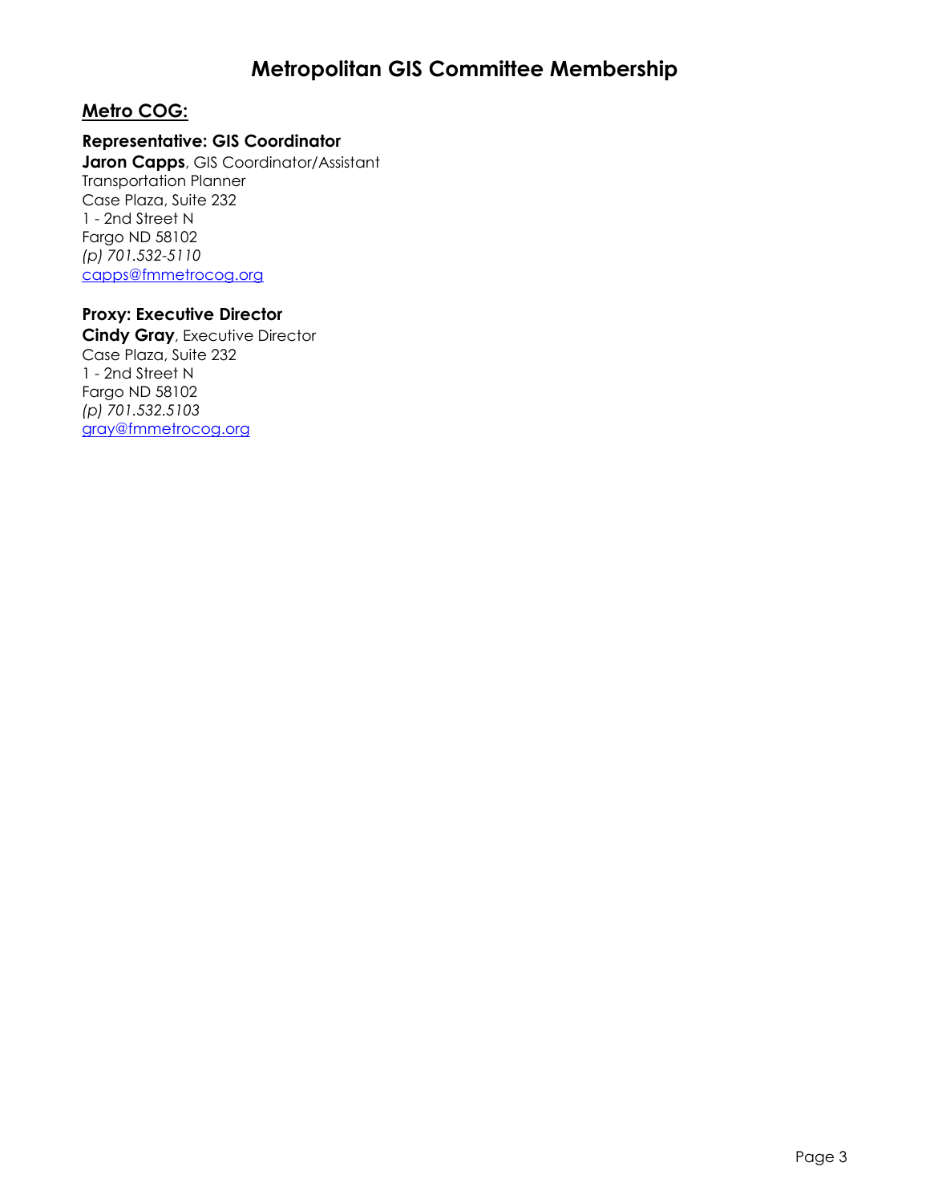# Metropolitan GIS Committee Membership

## Metro COG:

**Representative: GIS Coordinator**
**Jaron Capps**, GIS Coordinator/Assistant Transportation Planner
Case Plaza, Suite 232
1 - 2nd Street N
Fargo ND 58102
*(p) 701.532-5110*
capps@fmmetrocog.org

**Proxy: Executive Director**
**Cindy Gray**, Executive Director
Case Plaza, Suite 232
1 - 2nd Street N
Fargo ND 58102
*(p) 701.532.5103*
gray@fmmetrocog.org